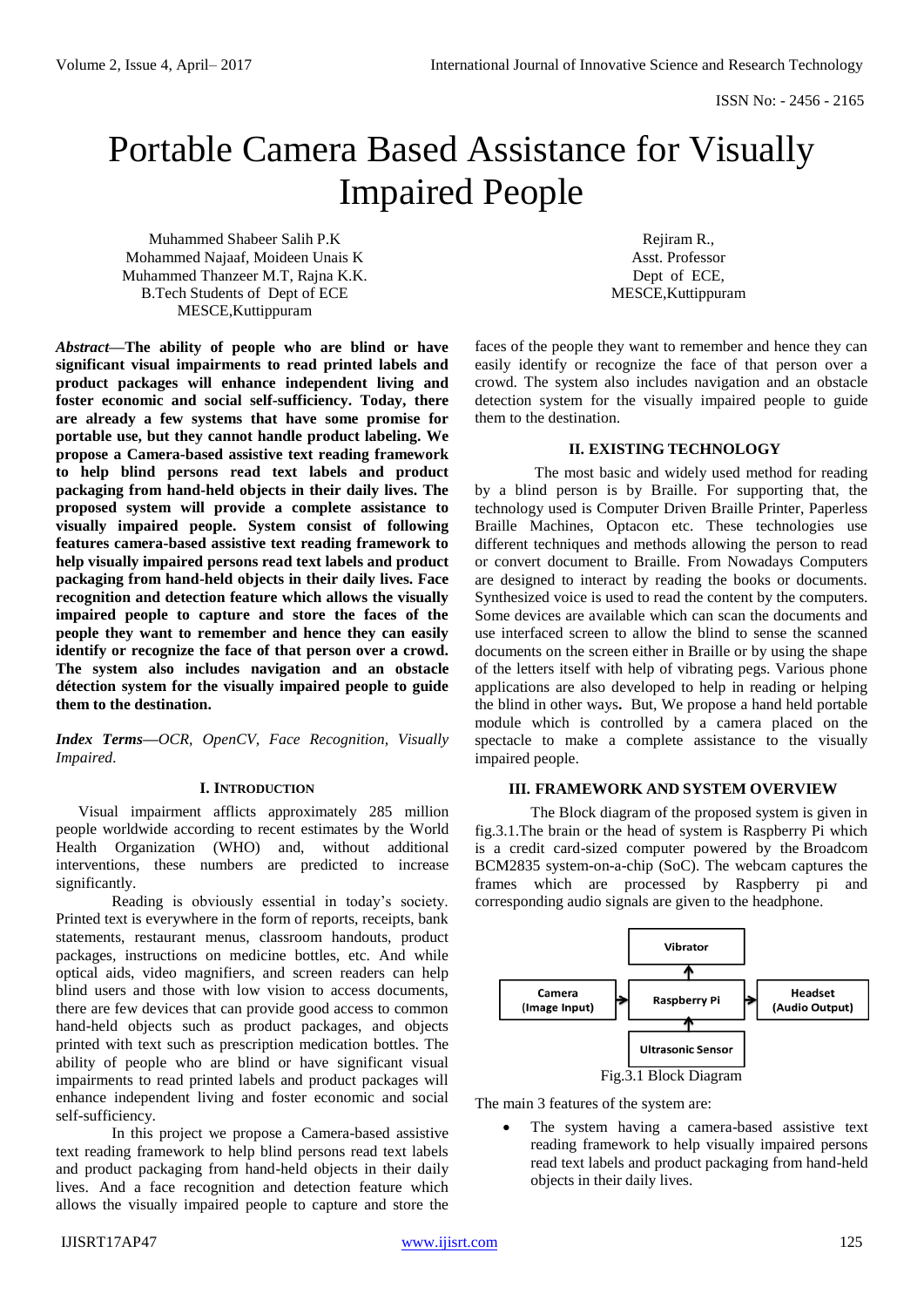# Portable Camera Based Assistance for Visually Impaired People

Muhammed Shabeer Salih P.K
Mohammed Najaaf, Moideen Unais K
Muhammed Thanzeer M.T, Rajna K.K.
B.Tech Students of Dept of ECE
MESCE,Kuttippuram

Rejiram R.,
Asst. Professor
Dept of ECE,
MESCE,Kuttippuram

***Abstract*—The ability of people who are blind or have significant visual impairments to read printed labels and product packages will enhance independent living and foster economic and social self-sufficiency. Today, there are already a few systems that have some promise for portable use, but they cannot handle product labeling. We propose a Camera-based assistive text reading framework to help blind persons read text labels and product packaging from hand-held objects in their daily lives. The proposed system will provide a complete assistance to visually impaired people. System consist of following features camera-based assistive text reading framework to help visually impaired persons read text labels and product packaging from hand-held objects in their daily lives. Face recognition and detection feature which allows the visually impaired people to capture and store the faces of the people they want to remember and hence they can easily identify or recognize the face of that person over a crowd. The system also includes navigation and an obstacle détection system for the visually impaired people to guide them to the destination.**

***Index Terms*—*OCR, OpenCV, Face Recognition, Visually Impaired.***

## I. Introduction

Visual impairment afflicts approximately 285 million people worldwide according to recent estimates by the World Health Organization (WHO) and, without additional interventions, these numbers are predicted to increase significantly.

Reading is obviously essential in today's society. Printed text is everywhere in the form of reports, receipts, bank statements, restaurant menus, classroom handouts, product packages, instructions on medicine bottles, etc. And while optical aids, video magnifiers, and screen readers can help blind users and those with low vision to access documents, there are few devices that can provide good access to common hand-held objects such as product packages, and objects printed with text such as prescription medication bottles. The ability of people who are blind or have significant visual impairments to read printed labels and product packages will enhance independent living and foster economic and social self-sufficiency.

In this project we propose a Camera-based assistive text reading framework to help blind persons read text labels and product packaging from hand-held objects in their daily lives. And a face recognition and detection feature which allows the visually impaired people to capture and store the faces of the people they want to remember and hence they can easily identify or recognize the face of that person over a crowd. The system also includes navigation and an obstacle detection system for the visually impaired people to guide them to the destination.

## II. Existing Technology

The most basic and widely used method for reading by a blind person is by Braille. For supporting that, the technology used is Computer Driven Braille Printer, Paperless Braille Machines, Optacon etc. These technologies use different techniques and methods allowing the person to read or convert document to Braille. From Nowadays Computers are designed to interact by reading the books or documents. Synthesized voice is used to read the content by the computers. Some devices are available which can scan the documents and use interfaced screen to allow the blind to sense the scanned documents on the screen either in Braille or by using the shape of the letters itself with help of vibrating pegs. Various phone applications are also developed to help in reading or helping the blind in other ways**.** But, We propose a hand held portable module which is controlled by a camera placed on the spectacle to make a complete assistance to the visually impaired people.

## III. Framework and System Overview

The Block diagram of the proposed system is given in fig.3.1.The brain or the head of system is Raspberry Pi which is a credit card-sized computer powered by the Broadcom BCM2835 system-on-a-chip (SoC). The webcam captures the frames which are processed by Raspberry pi and corresponding audio signals are given to the headphone.

Fig.3.1 Block Diagram

The main 3 features of the system are:

- The system having a camera-based assistive text reading framework to help visually impaired persons read text labels and product packaging from hand-held objects in their daily lives.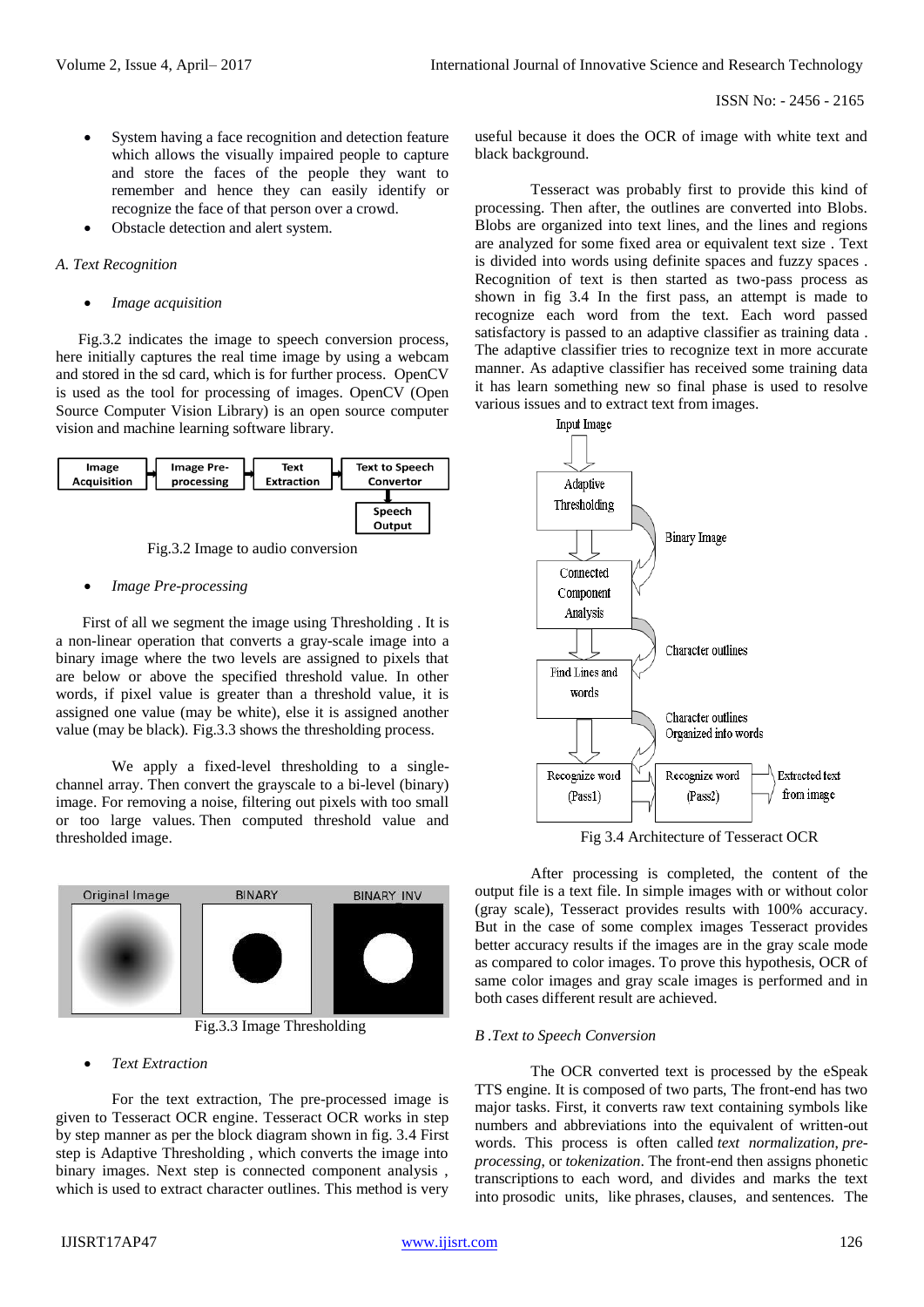- System having a face recognition and detection feature which allows the visually impaired people to capture and store the faces of the people they want to remember and hence they can easily identify or recognize the face of that person over a crowd.
- Obstacle detection and alert system.

### *A. Text Recognition*

- *Image acquisition*

Fig.3.2 indicates the image to speech conversion process, here initially captures the real time image by using a webcam and stored in the sd card, which is for further process. OpenCV is used as the tool for processing of images. OpenCV (Open Source Computer Vision Library) is an open source computer vision and machine learning software library.

Fig.3.2 Image to audio conversion

- *Image Pre-processing*

First of all we segment the image using Thresholding . It is a non-linear operation that converts a gray-scale image into a binary image where the two levels are assigned to pixels that are below or above the specified threshold value. In other words, if pixel value is greater than a threshold value, it is assigned one value (may be white), else it is assigned another value (may be black). Fig.3.3 shows the thresholding process.

We apply a fixed-level thresholding to a single-channel array. Then convert the grayscale to a bi-level (binary) image. For removing a noise, filtering out pixels with too small or too large values. Then computed threshold value and thresholded image.

Fig.3.3 Image Thresholding

- *Text Extraction*

For the text extraction, The pre-processed image is given to Tesseract OCR engine. Tesseract OCR works in step by step manner as per the block diagram shown in fig. 3.4 First step is Adaptive Thresholding , which converts the image into binary images. Next step is connected component analysis , which is used to extract character outlines. This method is very useful because it does the OCR of image with white text and black background.

Tesseract was probably first to provide this kind of processing. Then after, the outlines are converted into Blobs. Blobs are organized into text lines, and the lines and regions are analyzed for some fixed area or equivalent text size . Text is divided into words using definite spaces and fuzzy spaces . Recognition of text is then started as two-pass process as shown in fig 3.4 In the first pass, an attempt is made to recognize each word from the text. Each word passed satisfactory is passed to an adaptive classifier as training data . The adaptive classifier tries to recognize text in more accurate manner. As adaptive classifier has received some training data it has learn something new so final phase is used to resolve various issues and to extract text from images.

Fig 3.4 Architecture of Tesseract OCR

After processing is completed, the content of the output file is a text file. In simple images with or without color (gray scale), Tesseract provides results with 100% accuracy. But in the case of some complex images Tesseract provides better accuracy results if the images are in the gray scale mode as compared to color images. To prove this hypothesis, OCR of same color images and gray scale images is performed and in both cases different result are achieved.

### *B .Text to Speech Conversion*

The OCR converted text is processed by the eSpeak TTS engine. It is composed of two parts, The front-end has two major tasks. First, it converts raw text containing symbols like numbers and abbreviations into the equivalent of written-out words. This process is often called *text normalization*, *pre-processing*, or *tokenization*. The front-end then assigns phonetic transcriptions to each word, and divides and marks the text into prosodic units, like phrases, clauses, and sentences. The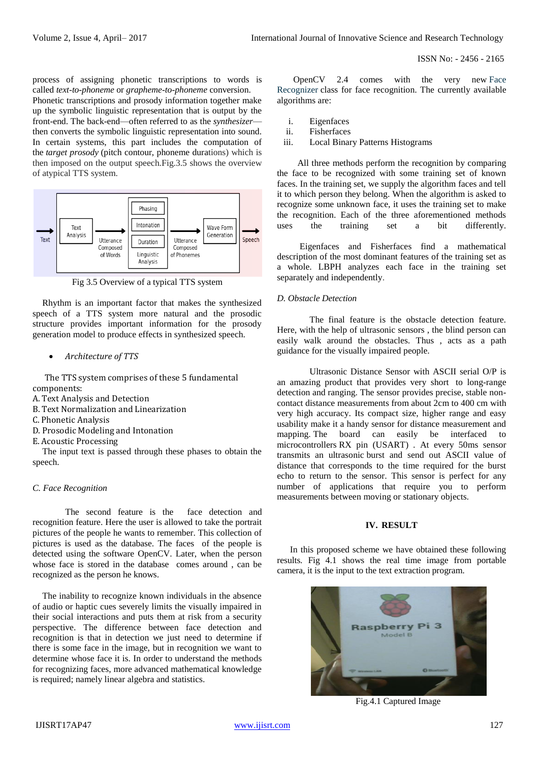process of assigning phonetic transcriptions to words is called *text-to-phoneme* or *grapheme-to-phoneme* conversion. Phonetic transcriptions and prosody information together make up the symbolic linguistic representation that is output by the front-end. The back-end—often referred to as the *synthesizer*—then converts the symbolic linguistic representation into sound. In certain systems, this part includes the computation of the *target prosody* (pitch contour, phoneme durations) which is then imposed on the output speech.Fig.3.5 shows the overview of atypical TTS system.

Fig 3.5 Overview of a typical TTS system

Rhythm is an important factor that makes the synthesized speech of a TTS system more natural and the prosodic structure provides important information for the prosody generation model to produce effects in synthesized speech.

- *Architecture of TTS*

The TTS system comprises of these 5 fundamental components:

A. Text Analysis and Detection
B. Text Normalization and Linearization
C. Phonetic Analysis
D. Prosodic Modeling and Intonation
E. Acoustic Processing

The input text is passed through these phases to obtain the speech.

### C. Face Recognition

The second feature is the face detection and recognition feature. Here the user is allowed to take the portrait pictures of the people he wants to remember. This collection of pictures is used as the database. The faces of the people is detected using the software OpenCV. Later, when the person whose face is stored in the database comes around , can be recognized as the person he knows.

The inability to recognize known individuals in the absence of audio or haptic cues severely limits the visually impaired in their social interactions and puts them at risk from a security perspective. The difference between face detection and recognition is that in detection we just need to determine if there is some face in the image, but in recognition we want to determine whose face it is. In order to understand the methods for recognizing faces, more advanced mathematical knowledge is required; namely linear algebra and statistics.

OpenCV 2.4 comes with the very new Face Recognizer class for face recognition. The currently available algorithms are:

i. Eigenfaces
ii. Fisherfaces
iii. Local Binary Patterns Histograms

All three methods perform the recognition by comparing the face to be recognized with some training set of known faces. In the training set, we supply the algorithm faces and tell it to which person they belong. When the algorithm is asked to recognize some unknown face, it uses the training set to make the recognition. Each of the three aforementioned methods uses the training set a bit differently.

Eigenfaces and Fisherfaces find a mathematical description of the most dominant features of the training set as a whole. LBPH analyzes each face in the training set separately and independently.

### D. Obstacle Detection

The final feature is the obstacle detection feature. Here, with the help of ultrasonic sensors , the blind person can easily walk around the obstacles. Thus , acts as a path guidance for the visually impaired people.

Ultrasonic Distance Sensor with ASCII serial O/P is an amazing product that provides very short to long-range detection and ranging. The sensor provides precise, stable non-contact distance measurements from about 2cm to 400 cm with very high accuracy. Its compact size, higher range and easy usability make it a handy sensor for distance measurement and mapping. The board can easily be interfaced to microcontrollers RX pin (USART) . At every 50ms sensor transmits an ultrasonic burst and send out ASCII value of distance that corresponds to the time required for the burst echo to return to the sensor. This sensor is perfect for any number of applications that require you to perform measurements between moving or stationary objects.

## IV. RESULT

In this proposed scheme we have obtained these following results. Fig 4.1 shows the real time image from portable camera, it is the input to the text extraction program.

Fig.4.1 Captured Image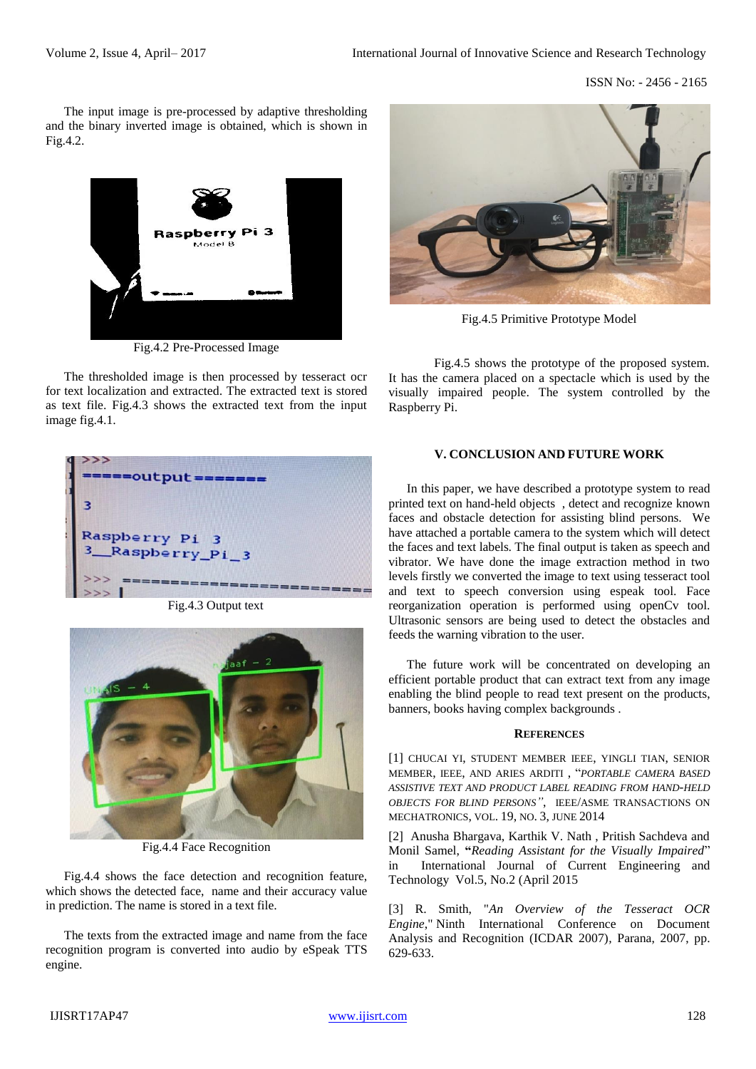The input image is pre-processed by adaptive thresholding and the binary inverted image is obtained, which is shown in Fig.4.2.

Fig.4.2 Pre-Processed Image

The thresholded image is then processed by tesseract ocr for text localization and extracted. The extracted text is stored as text file. Fig.4.3 shows the extracted text from the input image fig.4.1.

Fig.4.3 Output text

Fig.4.4 Face Recognition

Fig.4.4 shows the face detection and recognition feature, which shows the detected face, name and their accuracy value in prediction. The name is stored in a text file.

The texts from the extracted image and name from the face recognition program is converted into audio by eSpeak TTS engine.

Fig.4.5 Primitive Prototype Model

Fig.4.5 shows the prototype of the proposed system. It has the camera placed on a spectacle which is used by the visually impaired people. The system controlled by the Raspberry Pi.

## V. CONCLUSION AND FUTURE WORK

In this paper, we have described a prototype system to read printed text on hand-held objects , detect and recognize known faces and obstacle detection for assisting blind persons. We have attached a portable camera to the system which will detect the faces and text labels. The final output is taken as speech and vibrator. We have done the image extraction method in two levels firstly we converted the image to text using tesseract tool and text to speech conversion using espeak tool. Face reorganization operation is performed using openCv tool. Ultrasonic sensors are being used to detect the obstacles and feeds the warning vibration to the user.

The future work will be concentrated on developing an efficient portable product that can extract text from any image enabling the blind people to read text present on the products, banners, books having complex backgrounds .

### REFERENCES

[1] CHUCAI YI, STUDENT MEMBER IEEE, YINGLI TIAN, SENIOR MEMBER, IEEE, AND ARIES ARDITI , "*PORTABLE CAMERA BASED ASSISTIVE TEXT AND PRODUCT LABEL READING FROM HAND-HELD OBJECTS FOR BLIND PERSONS*", IEEE/ASME TRANSACTIONS ON MECHATRONICS, VOL. 19, NO. 3, JUNE 2014

[2] Anusha Bhargava, Karthik V. Nath , Pritish Sachdeva and Monil Samel, "*Reading Assistant for the Visually Impaired*" in International Journal of Current Engineering and Technology Vol.5, No.2 (April 2015

[3] R. Smith, "*An Overview of the Tesseract OCR Engine*," Ninth International Conference on Document Analysis and Recognition (ICDAR 2007), Parana, 2007, pp. 629-633.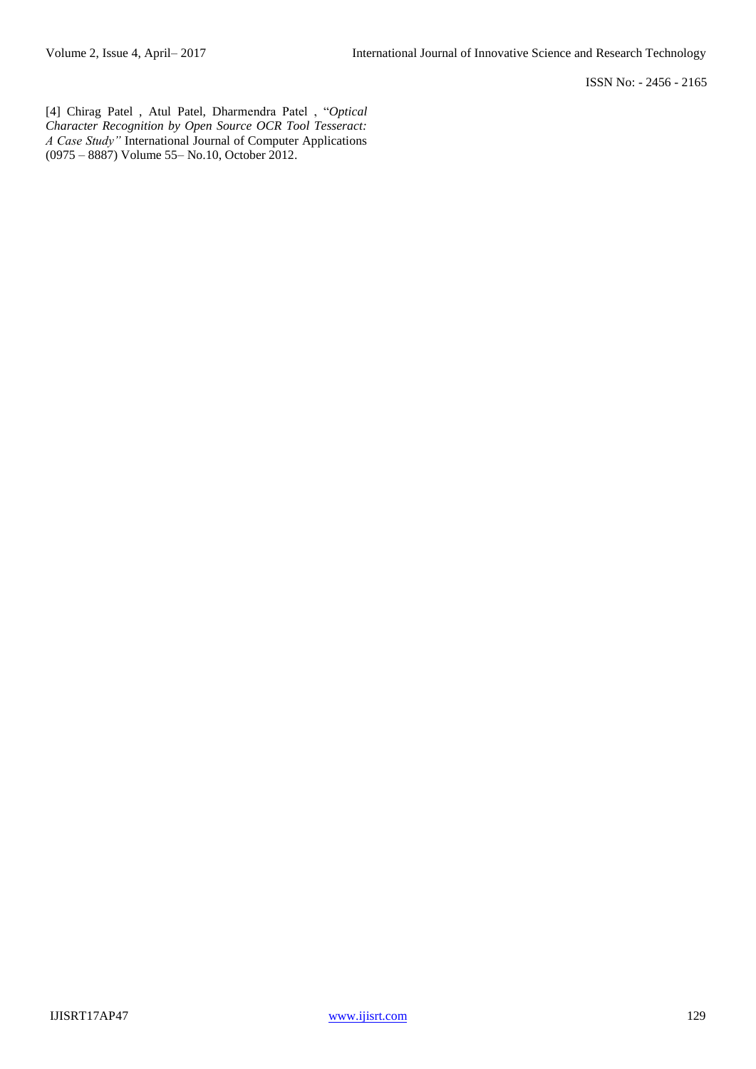[4] Chirag Patel , Atul Patel, Dharmendra Patel , "*Optical Character Recognition by Open Source OCR Tool Tesseract: A Case Study"* International Journal of Computer Applications (0975 – 8887) Volume 55– No.10, October 2012.